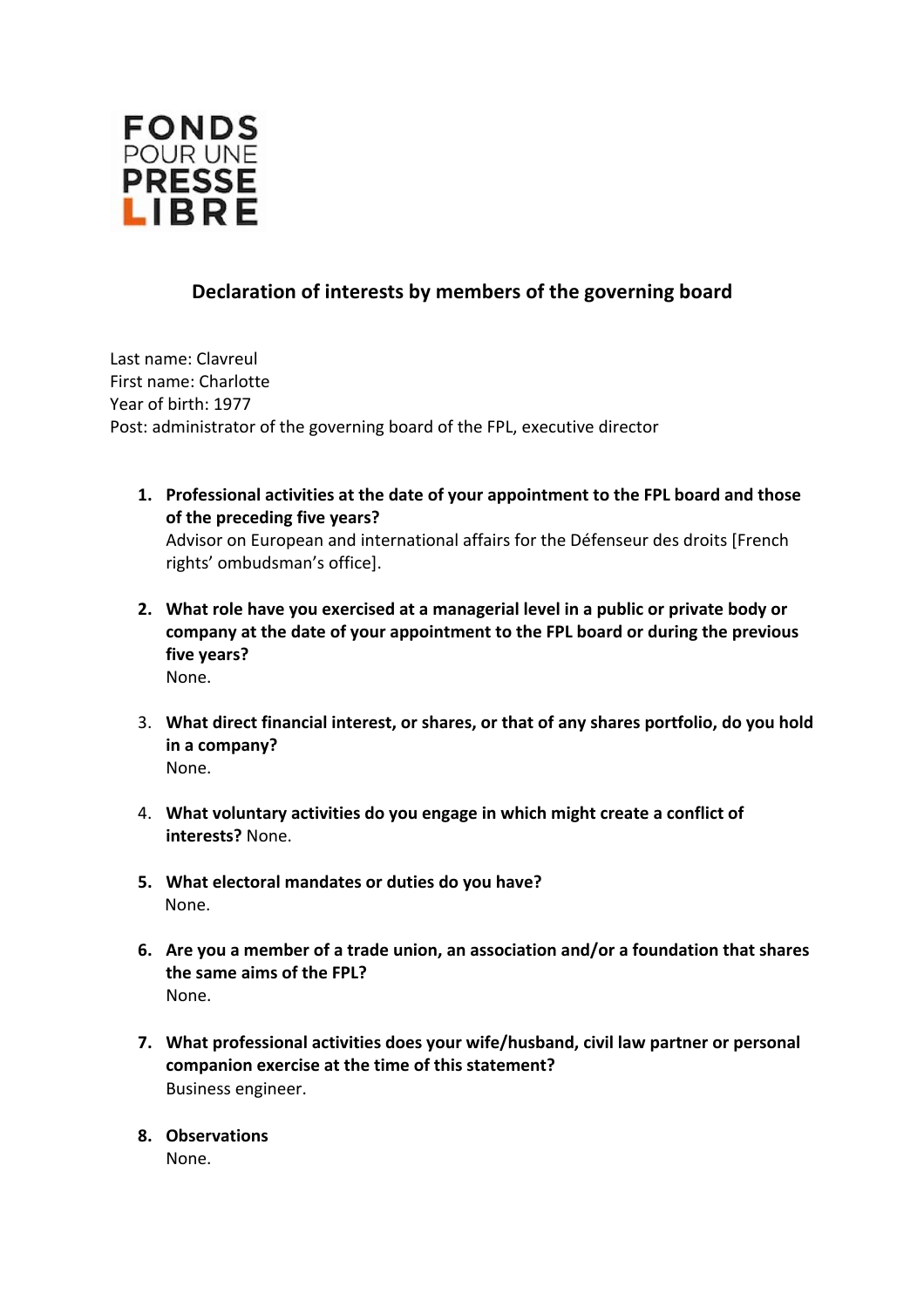FONDS
POUR UNE
PRESSE
LIBRE

## Declaration of interests by members of the governing board

Last name: Clavreul
First name: Charlotte
Year of birth: 1977
Post: administrator of the governing board of the FPL, executive director

1. **Professional activities at the date of your appointment to the FPL board and those of the preceding five years?**
   Advisor on European and international affairs for the Défenseur des droits [French rights' ombudsman's office].

2. **What role have you exercised at a managerial level in a public or private body or company at the date of your appointment to the FPL board or during the previous five years?**
   None.

3. **What direct financial interest, or shares, or that of any shares portfolio, do you hold in a company?**
   None.

4. **What voluntary activities do you engage in which might create a conflict of interests?** None.

5. **What electoral mandates or duties do you have?**
   None.

6. **Are you a member of a trade union, an association and/or a foundation that shares the same aims of the FPL?**
   None.

7. **What professional activities does your wife/husband, civil law partner or personal companion exercise at the time of this statement?**
   Business engineer.

8. **Observations**
   None.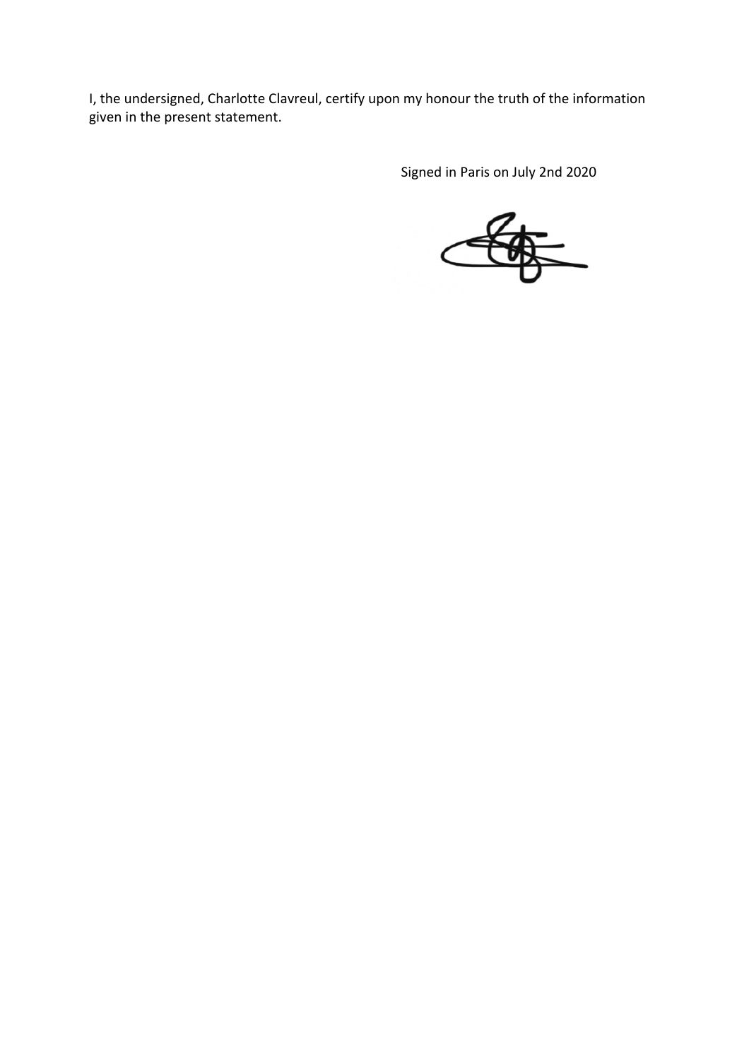I, the undersigned, Charlotte Clavreul, certify upon my honour the truth of the information given in the present statement.

Signed in Paris on July 2nd 2020